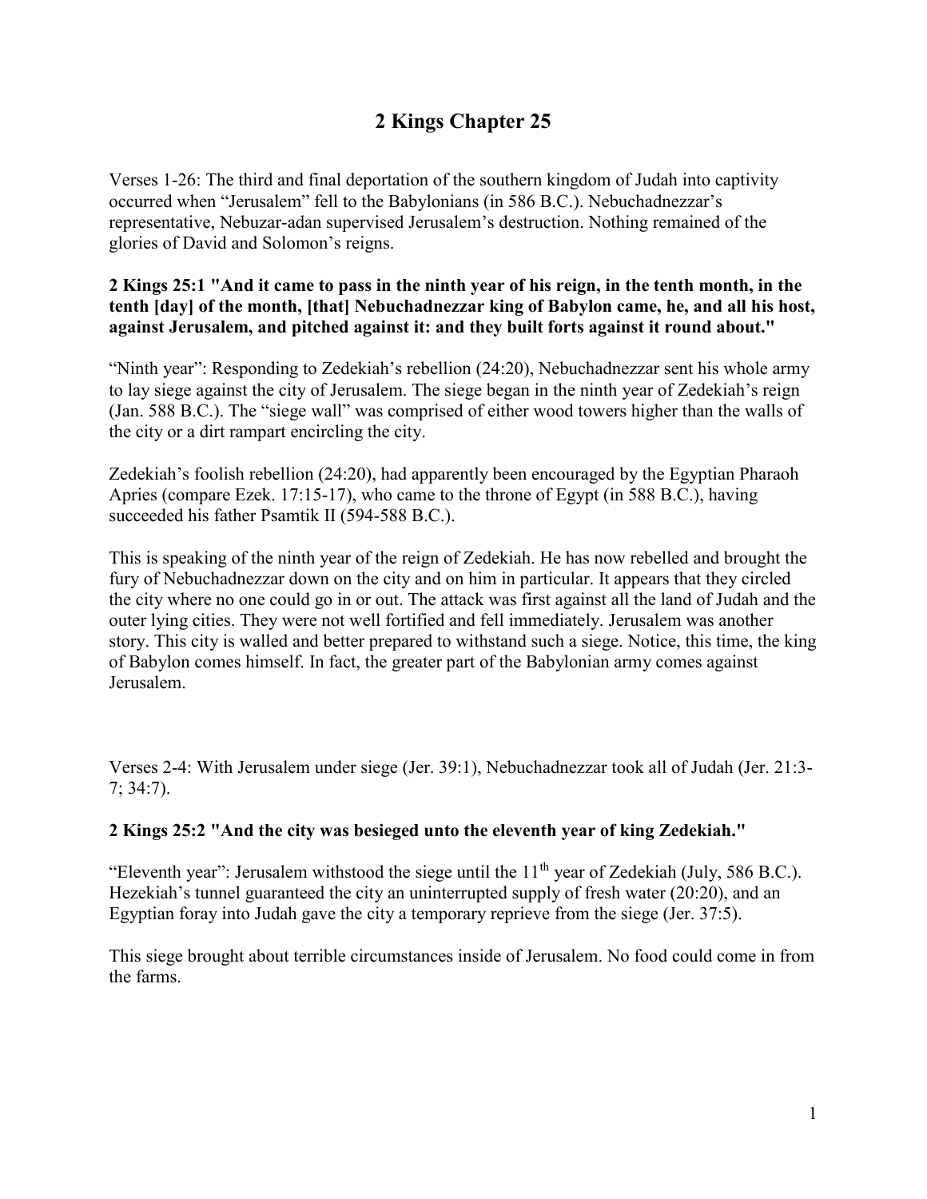# 2 Kings Chapter 25

Verses 1-26: The third and final deportation of the southern kingdom of Judah into captivity occurred when "Jerusalem" fell to the Babylonians (in 586 B.C.). Nebuchadnezzar's representative, Nebuzar-adan supervised Jerusalem's destruction. Nothing remained of the glories of David and Solomon's reigns.

**2 Kings 25:1 "And it came to pass in the ninth year of his reign, in the tenth month, in the tenth [day] of the month, [that] Nebuchadnezzar king of Babylon came, he, and all his host, against Jerusalem, and pitched against it: and they built forts against it round about."**

"Ninth year": Responding to Zedekiah's rebellion (24:20), Nebuchadnezzar sent his whole army to lay siege against the city of Jerusalem. The siege began in the ninth year of Zedekiah's reign (Jan. 588 B.C.). The "siege wall" was comprised of either wood towers higher than the walls of the city or a dirt rampart encircling the city.

Zedekiah's foolish rebellion (24:20), had apparently been encouraged by the Egyptian Pharaoh Apries (compare Ezek. 17:15-17), who came to the throne of Egypt (in 588 B.C.), having succeeded his father Psamtik II (594-588 B.C.).

This is speaking of the ninth year of the reign of Zedekiah. He has now rebelled and brought the fury of Nebuchadnezzar down on the city and on him in particular. It appears that they circled the city where no one could go in or out. The attack was first against all the land of Judah and the outer lying cities. They were not well fortified and fell immediately. Jerusalem was another story. This city is walled and better prepared to withstand such a siege. Notice, this time, the king of Babylon comes himself. In fact, the greater part of the Babylonian army comes against Jerusalem.

Verses 2-4: With Jerusalem under siege (Jer. 39:1), Nebuchadnezzar took all of Judah (Jer. 21:3-7; 34:7).

**2 Kings 25:2 "And the city was besieged unto the eleventh year of king Zedekiah."**

"Eleventh year": Jerusalem withstood the siege until the 11th year of Zedekiah (July, 586 B.C.). Hezekiah's tunnel guaranteed the city an uninterrupted supply of fresh water (20:20), and an Egyptian foray into Judah gave the city a temporary reprieve from the siege (Jer. 37:5).

This siege brought about terrible circumstances inside of Jerusalem. No food could come in from the farms.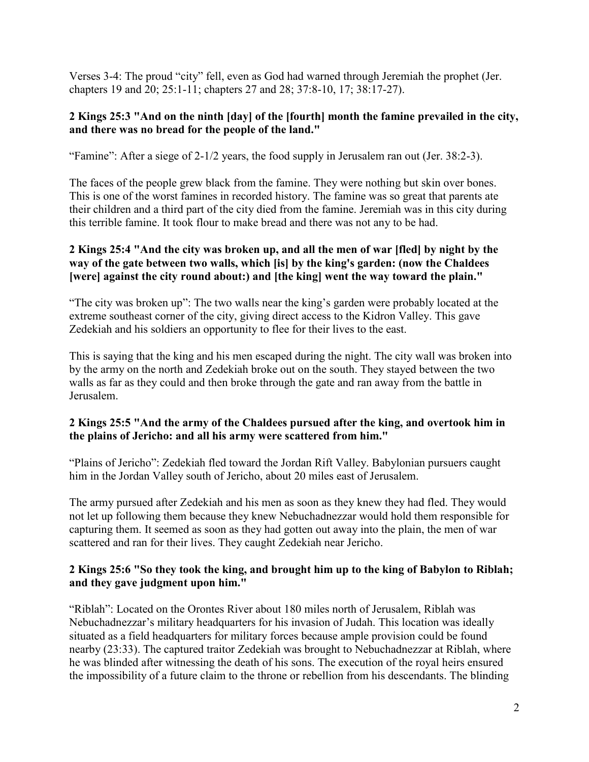Verses 3-4: The proud "city" fell, even as God had warned through Jeremiah the prophet (Jer. chapters 19 and 20; 25:1-11; chapters 27 and 28; 37:8-10, 17; 38:17-27).

**2 Kings 25:3 "And on the ninth [day] of the [fourth] month the famine prevailed in the city, and there was no bread for the people of the land."**

"Famine": After a siege of 2-1/2 years, the food supply in Jerusalem ran out (Jer. 38:2-3).

The faces of the people grew black from the famine. They were nothing but skin over bones. This is one of the worst famines in recorded history. The famine was so great that parents ate their children and a third part of the city died from the famine. Jeremiah was in this city during this terrible famine. It took flour to make bread and there was not any to be had.

**2 Kings 25:4 "And the city was broken up, and all the men of war [fled] by night by the way of the gate between two walls, which [is] by the king's garden: (now the Chaldees [were] against the city round about:) and [the king] went the way toward the plain."**

"The city was broken up": The two walls near the king's garden were probably located at the extreme southeast corner of the city, giving direct access to the Kidron Valley. This gave Zedekiah and his soldiers an opportunity to flee for their lives to the east.

This is saying that the king and his men escaped during the night. The city wall was broken into by the army on the north and Zedekiah broke out on the south. They stayed between the two walls as far as they could and then broke through the gate and ran away from the battle in Jerusalem.

**2 Kings 25:5 "And the army of the Chaldees pursued after the king, and overtook him in the plains of Jericho: and all his army were scattered from him."**

"Plains of Jericho": Zedekiah fled toward the Jordan Rift Valley. Babylonian pursuers caught him in the Jordan Valley south of Jericho, about 20 miles east of Jerusalem.

The army pursued after Zedekiah and his men as soon as they knew they had fled. They would not let up following them because they knew Nebuchadnezzar would hold them responsible for capturing them. It seemed as soon as they had gotten out away into the plain, the men of war scattered and ran for their lives. They caught Zedekiah near Jericho.

**2 Kings 25:6 "So they took the king, and brought him up to the king of Babylon to Riblah; and they gave judgment upon him."**

"Riblah": Located on the Orontes River about 180 miles north of Jerusalem, Riblah was Nebuchadnezzar's military headquarters for his invasion of Judah. This location was ideally situated as a field headquarters for military forces because ample provision could be found nearby (23:33). The captured traitor Zedekiah was brought to Nebuchadnezzar at Riblah, where he was blinded after witnessing the death of his sons. The execution of the royal heirs ensured the impossibility of a future claim to the throne or rebellion from his descendants. The blinding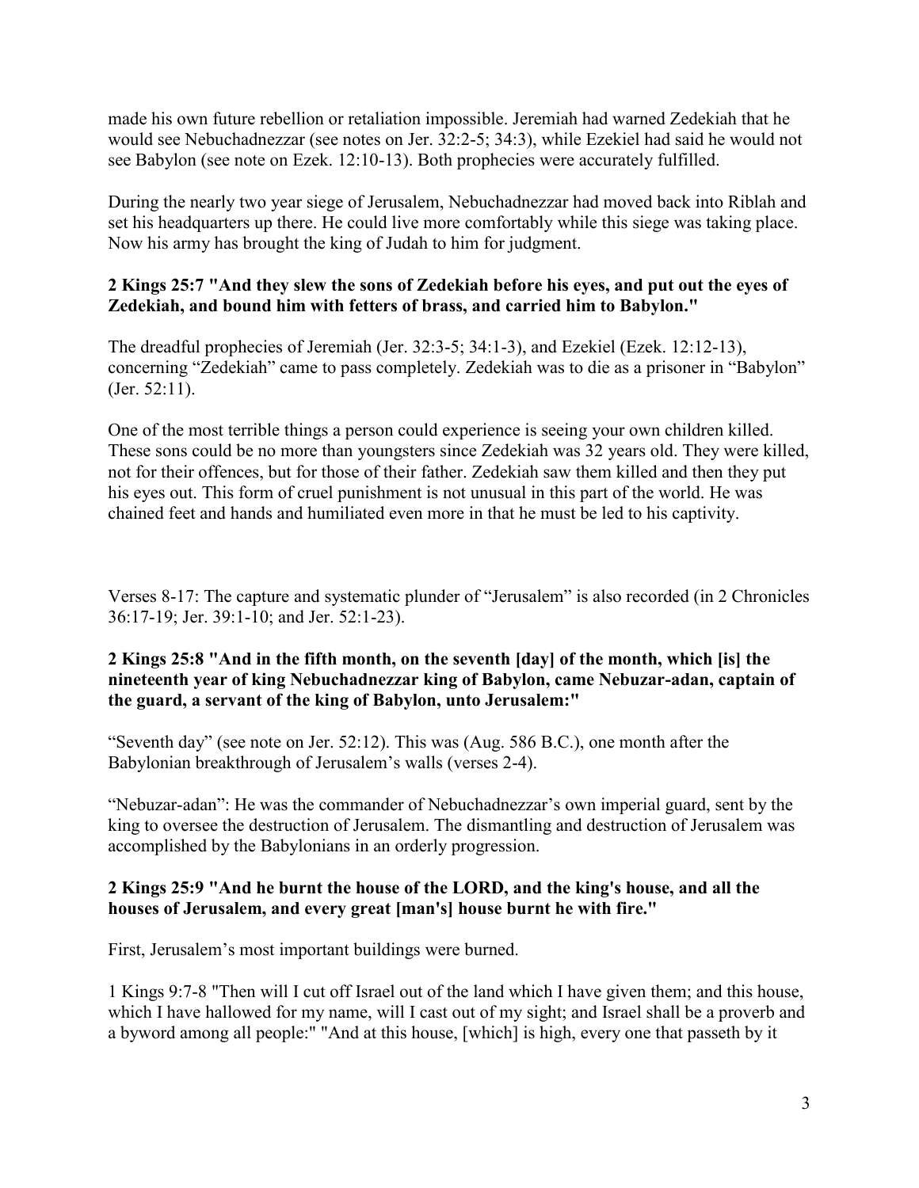made his own future rebellion or retaliation impossible. Jeremiah had warned Zedekiah that he would see Nebuchadnezzar (see notes on Jer. 32:2-5; 34:3), while Ezekiel had said he would not see Babylon (see note on Ezek. 12:10-13). Both prophecies were accurately fulfilled.

During the nearly two year siege of Jerusalem, Nebuchadnezzar had moved back into Riblah and set his headquarters up there. He could live more comfortably while this siege was taking place. Now his army has brought the king of Judah to him for judgment.

**2 Kings 25:7 "And they slew the sons of Zedekiah before his eyes, and put out the eyes of Zedekiah, and bound him with fetters of brass, and carried him to Babylon."**

The dreadful prophecies of Jeremiah (Jer. 32:3-5; 34:1-3), and Ezekiel (Ezek. 12:12-13), concerning "Zedekiah" came to pass completely. Zedekiah was to die as a prisoner in "Babylon" (Jer. 52:11).

One of the most terrible things a person could experience is seeing your own children killed. These sons could be no more than youngsters since Zedekiah was 32 years old. They were killed, not for their offences, but for those of their father. Zedekiah saw them killed and then they put his eyes out. This form of cruel punishment is not unusual in this part of the world. He was chained feet and hands and humiliated even more in that he must be led to his captivity.

Verses 8-17: The capture and systematic plunder of "Jerusalem" is also recorded (in 2 Chronicles 36:17-19; Jer. 39:1-10; and Jer. 52:1-23).

**2 Kings 25:8 "And in the fifth month, on the seventh [day] of the month, which [is] the nineteenth year of king Nebuchadnezzar king of Babylon, came Nebuzar-adan, captain of the guard, a servant of the king of Babylon, unto Jerusalem:"**

"Seventh day" (see note on Jer. 52:12). This was (Aug. 586 B.C.), one month after the Babylonian breakthrough of Jerusalem's walls (verses 2-4).

"Nebuzar-adan": He was the commander of Nebuchadnezzar's own imperial guard, sent by the king to oversee the destruction of Jerusalem. The dismantling and destruction of Jerusalem was accomplished by the Babylonians in an orderly progression.

**2 Kings 25:9 "And he burnt the house of the LORD, and the king's house, and all the houses of Jerusalem, and every great [man's] house burnt he with fire."**

First, Jerusalem's most important buildings were burned.

1 Kings 9:7-8 "Then will I cut off Israel out of the land which I have given them; and this house, which I have hallowed for my name, will I cast out of my sight; and Israel shall be a proverb and a byword among all people:" "And at this house, [which] is high, every one that passeth by it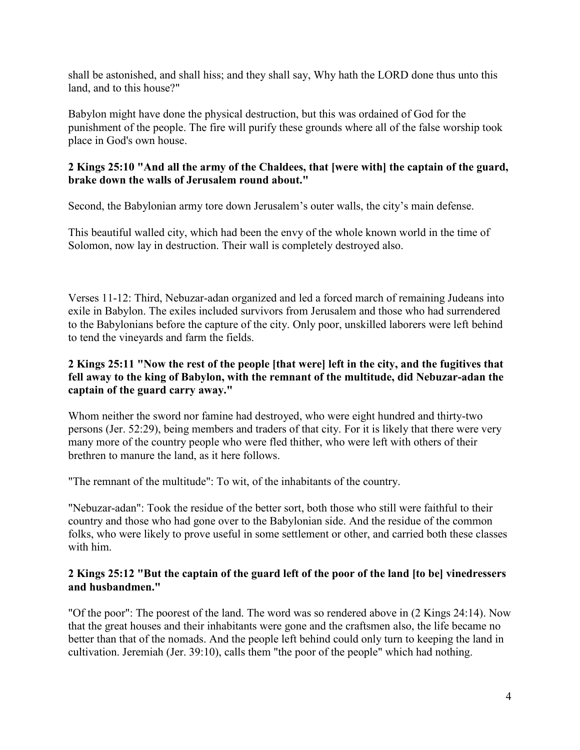shall be astonished, and shall hiss; and they shall say, Why hath the LORD done thus unto this land, and to this house?"

Babylon might have done the physical destruction, but this was ordained of God for the punishment of the people. The fire will purify these grounds where all of the false worship took place in God's own house.

**2 Kings 25:10 "And all the army of the Chaldees, that [were with] the captain of the guard, brake down the walls of Jerusalem round about."**

Second, the Babylonian army tore down Jerusalem's outer walls, the city's main defense.

This beautiful walled city, which had been the envy of the whole known world in the time of Solomon, now lay in destruction. Their wall is completely destroyed also.

Verses 11-12: Third, Nebuzar-adan organized and led a forced march of remaining Judeans into exile in Babylon. The exiles included survivors from Jerusalem and those who had surrendered to the Babylonians before the capture of the city. Only poor, unskilled laborers were left behind to tend the vineyards and farm the fields.

**2 Kings 25:11 "Now the rest of the people [that were] left in the city, and the fugitives that fell away to the king of Babylon, with the remnant of the multitude, did Nebuzar-adan the captain of the guard carry away."**

Whom neither the sword nor famine had destroyed, who were eight hundred and thirty-two persons (Jer. 52:29), being members and traders of that city. For it is likely that there were very many more of the country people who were fled thither, who were left with others of their brethren to manure the land, as it here follows.

"The remnant of the multitude": To wit, of the inhabitants of the country.

"Nebuzar-adan": Took the residue of the better sort, both those who still were faithful to their country and those who had gone over to the Babylonian side. And the residue of the common folks, who were likely to prove useful in some settlement or other, and carried both these classes with him.

**2 Kings 25:12 "But the captain of the guard left of the poor of the land [to be] vinedressers and husbandmen."**

"Of the poor": The poorest of the land. The word was so rendered above in (2 Kings 24:14). Now that the great houses and their inhabitants were gone and the craftsmen also, the life became no better than that of the nomads. And the people left behind could only turn to keeping the land in cultivation. Jeremiah (Jer. 39:10), calls them "the poor of the people" which had nothing.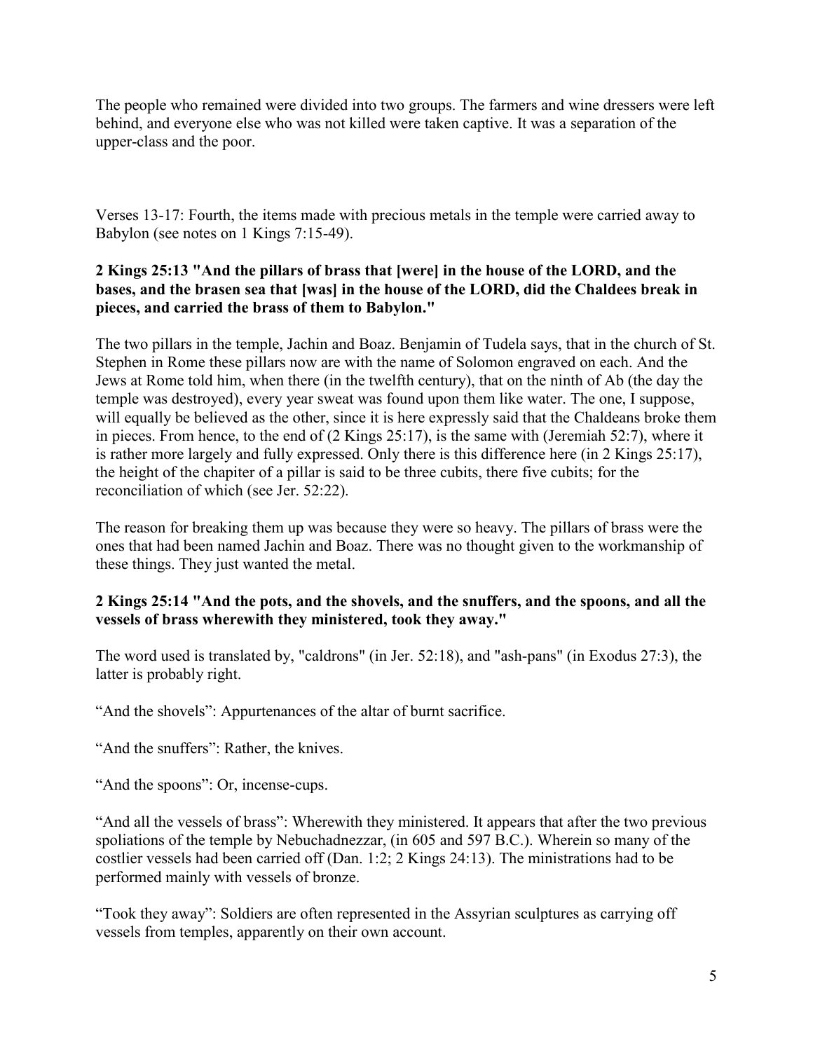The people who remained were divided into two groups. The farmers and wine dressers were left behind, and everyone else who was not killed were taken captive. It was a separation of the upper-class and the poor.

Verses 13-17: Fourth, the items made with precious metals in the temple were carried away to Babylon (see notes on 1 Kings 7:15-49).

**2 Kings 25:13 "And the pillars of brass that [were] in the house of the LORD, and the bases, and the brasen sea that [was] in the house of the LORD, did the Chaldees break in pieces, and carried the brass of them to Babylon."**

The two pillars in the temple, Jachin and Boaz. Benjamin of Tudela says, that in the church of St. Stephen in Rome these pillars now are with the name of Solomon engraved on each. And the Jews at Rome told him, when there (in the twelfth century), that on the ninth of Ab (the day the temple was destroyed), every year sweat was found upon them like water. The one, I suppose, will equally be believed as the other, since it is here expressly said that the Chaldeans broke them in pieces. From hence, to the end of (2 Kings 25:17), is the same with (Jeremiah 52:7), where it is rather more largely and fully expressed. Only there is this difference here (in 2 Kings 25:17), the height of the chapiter of a pillar is said to be three cubits, there five cubits; for the reconciliation of which (see Jer. 52:22).

The reason for breaking them up was because they were so heavy. The pillars of brass were the ones that had been named Jachin and Boaz. There was no thought given to the workmanship of these things. They just wanted the metal.

**2 Kings 25:14 "And the pots, and the shovels, and the snuffers, and the spoons, and all the vessels of brass wherewith they ministered, took they away."**

The word used is translated by, "caldrons" (in Jer. 52:18), and "ash-pans" (in Exodus 27:3), the latter is probably right.

"And the shovels": Appurtenances of the altar of burnt sacrifice.

"And the snuffers": Rather, the knives.

"And the spoons": Or, incense-cups.

"And all the vessels of brass": Wherewith they ministered. It appears that after the two previous spoliations of the temple by Nebuchadnezzar, (in 605 and 597 B.C.). Wherein so many of the costlier vessels had been carried off (Dan. 1:2; 2 Kings 24:13). The ministrations had to be performed mainly with vessels of bronze.

"Took they away": Soldiers are often represented in the Assyrian sculptures as carrying off vessels from temples, apparently on their own account.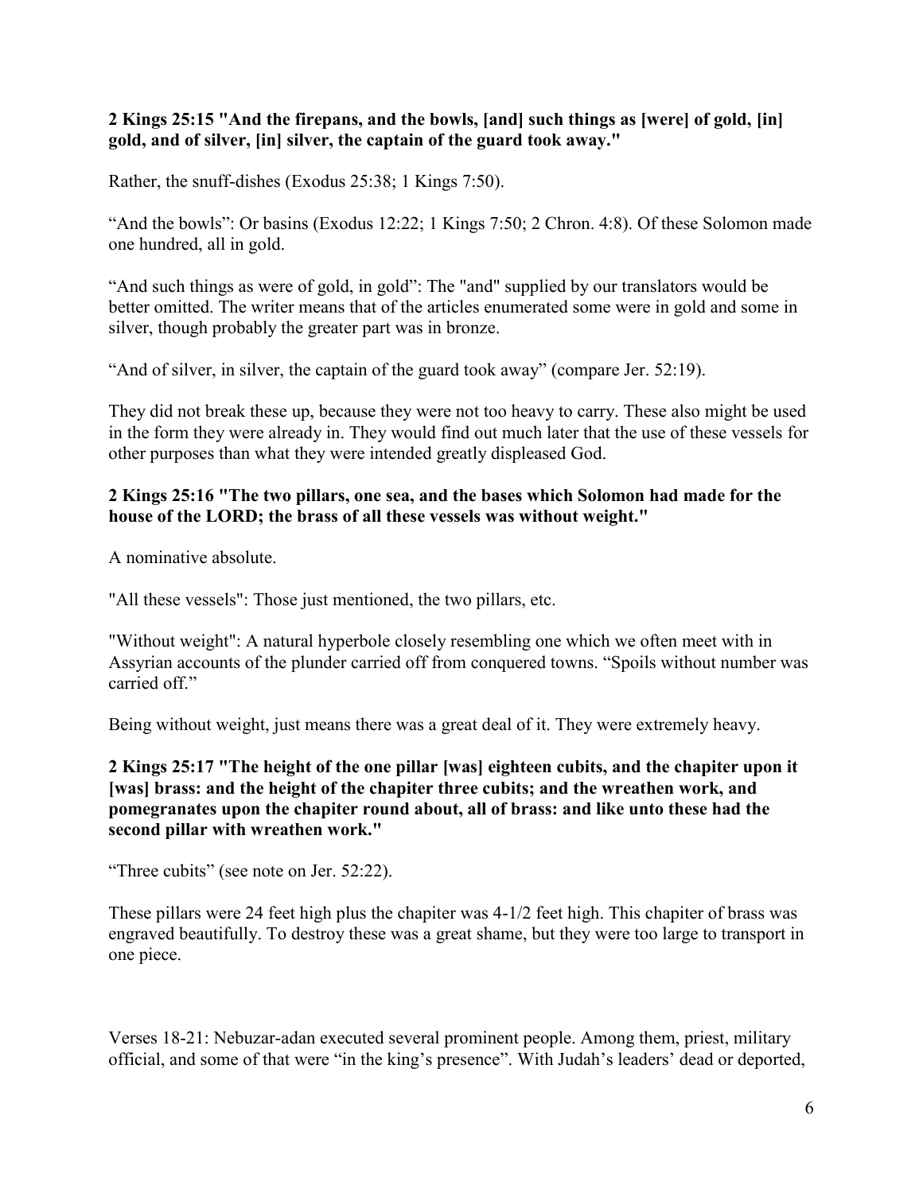**2 Kings 25:15 "And the firepans, and the bowls, [and] such things as [were] of gold, [in] gold, and of silver, [in] silver, the captain of the guard took away."**

Rather, the snuff-dishes (Exodus 25:38; 1 Kings 7:50).

“And the bowls”: Or basins (Exodus 12:22; 1 Kings 7:50; 2 Chron. 4:8). Of these Solomon made one hundred, all in gold.

“And such things as were of gold, in gold”: The "and" supplied by our translators would be better omitted. The writer means that of the articles enumerated some were in gold and some in silver, though probably the greater part was in bronze.

“And of silver, in silver, the captain of the guard took away” (compare Jer. 52:19).

They did not break these up, because they were not too heavy to carry. These also might be used in the form they were already in. They would find out much later that the use of these vessels for other purposes than what they were intended greatly displeased God.

**2 Kings 25:16 "The two pillars, one sea, and the bases which Solomon had made for the house of the LORD; the brass of all these vessels was without weight."**

A nominative absolute.

"All these vessels": Those just mentioned, the two pillars, etc.

"Without weight": A natural hyperbole closely resembling one which we often meet with in Assyrian accounts of the plunder carried off from conquered towns. “Spoils without number was carried off.”

Being without weight, just means there was a great deal of it. They were extremely heavy.

**2 Kings 25:17 "The height of the one pillar [was] eighteen cubits, and the chapiter upon it [was] brass: and the height of the chapiter three cubits; and the wreathen work, and pomegranates upon the chapiter round about, all of brass: and like unto these had the second pillar with wreathen work."**

“Three cubits” (see note on Jer. 52:22).

These pillars were 24 feet high plus the chapiter was 4-1/2 feet high. This chapiter of brass was engraved beautifully. To destroy these was a great shame, but they were too large to transport in one piece.

Verses 18-21: Nebuzar-adan executed several prominent people. Among them, priest, military official, and some of that were “in the king’s presence”. With Judah’s leaders’ dead or deported,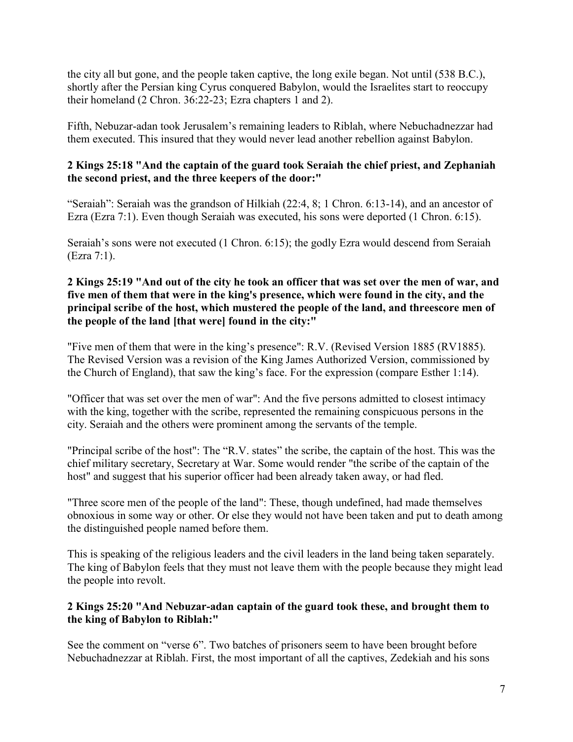the city all but gone, and the people taken captive, the long exile began. Not until (538 B.C.), shortly after the Persian king Cyrus conquered Babylon, would the Israelites start to reoccupy their homeland (2 Chron. 36:22-23; Ezra chapters 1 and 2).

Fifth, Nebuzar-adan took Jerusalem's remaining leaders to Riblah, where Nebuchadnezzar had them executed. This insured that they would never lead another rebellion against Babylon.

**2 Kings 25:18 "And the captain of the guard took Seraiah the chief priest, and Zephaniah the second priest, and the three keepers of the door:"**

"Seraiah": Seraiah was the grandson of Hilkiah (22:4, 8; 1 Chron. 6:13-14), and an ancestor of Ezra (Ezra 7:1). Even though Seraiah was executed, his sons were deported (1 Chron. 6:15).

Seraiah's sons were not executed (1 Chron. 6:15); the godly Ezra would descend from Seraiah (Ezra 7:1).

**2 Kings 25:19 "And out of the city he took an officer that was set over the men of war, and five men of them that were in the king's presence, which were found in the city, and the principal scribe of the host, which mustered the people of the land, and threescore men of the people of the land [that were] found in the city:"**

"Five men of them that were in the king's presence": R.V. (Revised Version 1885 (RV1885). The Revised Version was a revision of the King James Authorized Version, commissioned by the Church of England), that saw the king's face. For the expression (compare Esther 1:14).

"Officer that was set over the men of war": And the five persons admitted to closest intimacy with the king, together with the scribe, represented the remaining conspicuous persons in the city. Seraiah and the others were prominent among the servants of the temple.

"Principal scribe of the host": The "R.V. states" the scribe, the captain of the host. This was the chief military secretary, Secretary at War. Some would render "the scribe of the captain of the host" and suggest that his superior officer had been already taken away, or had fled.

"Three score men of the people of the land": These, though undefined, had made themselves obnoxious in some way or other. Or else they would not have been taken and put to death among the distinguished people named before them.

This is speaking of the religious leaders and the civil leaders in the land being taken separately. The king of Babylon feels that they must not leave them with the people because they might lead the people into revolt.

**2 Kings 25:20 "And Nebuzar-adan captain of the guard took these, and brought them to the king of Babylon to Riblah:"**

See the comment on "verse 6". Two batches of prisoners seem to have been brought before Nebuchadnezzar at Riblah. First, the most important of all the captives, Zedekiah and his sons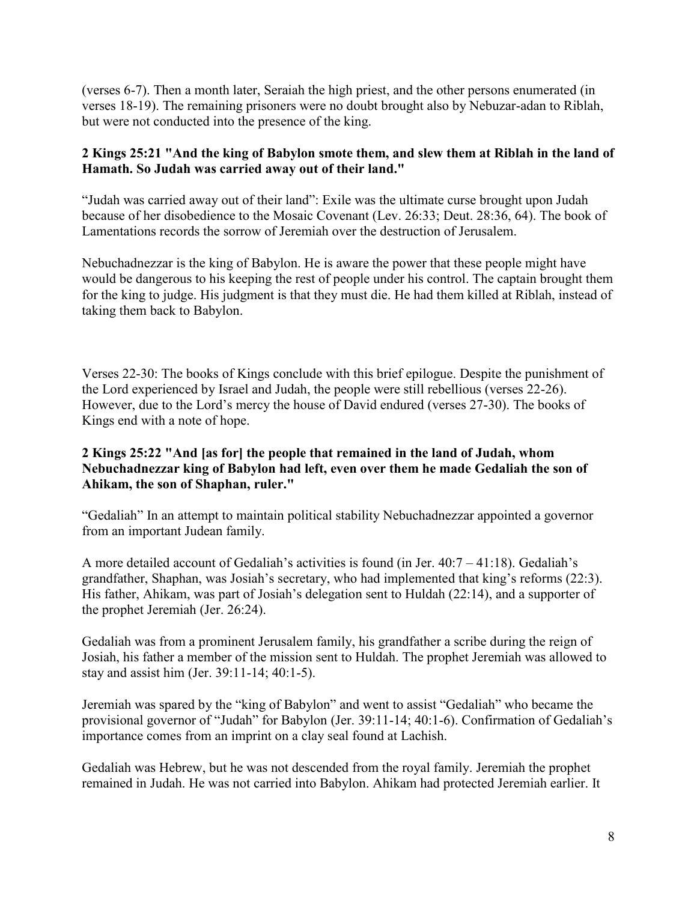(verses 6-7). Then a month later, Seraiah the high priest, and the other persons enumerated (in verses 18-19). The remaining prisoners were no doubt brought also by Nebuzar-adan to Riblah, but were not conducted into the presence of the king.

**2 Kings 25:21 "And the king of Babylon smote them, and slew them at Riblah in the land of Hamath. So Judah was carried away out of their land."**

"Judah was carried away out of their land": Exile was the ultimate curse brought upon Judah because of her disobedience to the Mosaic Covenant (Lev. 26:33; Deut. 28:36, 64). The book of Lamentations records the sorrow of Jeremiah over the destruction of Jerusalem.

Nebuchadnezzar is the king of Babylon. He is aware the power that these people might have would be dangerous to his keeping the rest of people under his control. The captain brought them for the king to judge. His judgment is that they must die. He had them killed at Riblah, instead of taking them back to Babylon.

Verses 22-30: The books of Kings conclude with this brief epilogue. Despite the punishment of the Lord experienced by Israel and Judah, the people were still rebellious (verses 22-26). However, due to the Lord's mercy the house of David endured (verses 27-30). The books of Kings end with a note of hope.

**2 Kings 25:22 "And [as for] the people that remained in the land of Judah, whom Nebuchadnezzar king of Babylon had left, even over them he made Gedaliah the son of Ahikam, the son of Shaphan, ruler."**

"Gedaliah" In an attempt to maintain political stability Nebuchadnezzar appointed a governor from an important Judean family.

A more detailed account of Gedaliah's activities is found (in Jer. 40:7 – 41:18). Gedaliah's grandfather, Shaphan, was Josiah's secretary, who had implemented that king's reforms (22:3). His father, Ahikam, was part of Josiah's delegation sent to Huldah (22:14), and a supporter of the prophet Jeremiah (Jer. 26:24).

Gedaliah was from a prominent Jerusalem family, his grandfather a scribe during the reign of Josiah, his father a member of the mission sent to Huldah. The prophet Jeremiah was allowed to stay and assist him (Jer. 39:11-14; 40:1-5).

Jeremiah was spared by the "king of Babylon" and went to assist "Gedaliah" who became the provisional governor of "Judah" for Babylon (Jer. 39:11-14; 40:1-6). Confirmation of Gedaliah's importance comes from an imprint on a clay seal found at Lachish.

Gedaliah was Hebrew, but he was not descended from the royal family. Jeremiah the prophet remained in Judah. He was not carried into Babylon. Ahikam had protected Jeremiah earlier. It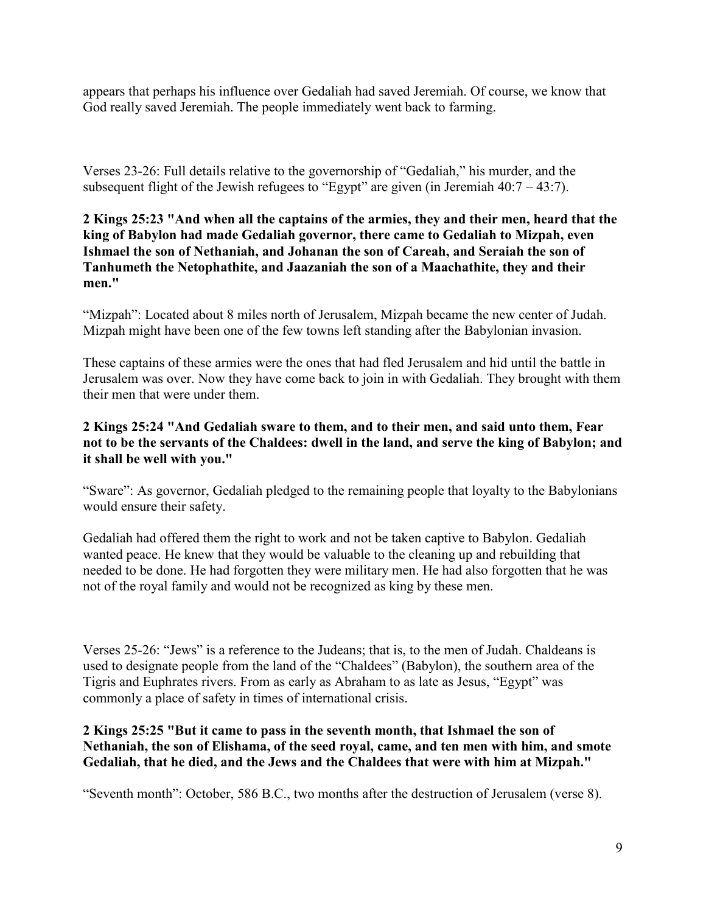appears that perhaps his influence over Gedaliah had saved Jeremiah. Of course, we know that God really saved Jeremiah. The people immediately went back to farming.

Verses 23-26: Full details relative to the governorship of "Gedaliah," his murder, and the subsequent flight of the Jewish refugees to "Egypt" are given (in Jeremiah 40:7 – 43:7).

**2 Kings 25:23 "And when all the captains of the armies, they and their men, heard that the king of Babylon had made Gedaliah governor, there came to Gedaliah to Mizpah, even Ishmael the son of Nethaniah, and Johanan the son of Careah, and Seraiah the son of Tanhumeth the Netophathite, and Jaazaniah the son of a Maachathite, they and their men."**

"Mizpah": Located about 8 miles north of Jerusalem, Mizpah became the new center of Judah. Mizpah might have been one of the few towns left standing after the Babylonian invasion.

These captains of these armies were the ones that had fled Jerusalem and hid until the battle in Jerusalem was over. Now they have come back to join in with Gedaliah. They brought with them their men that were under them.

**2 Kings 25:24 "And Gedaliah sware to them, and to their men, and said unto them, Fear not to be the servants of the Chaldees: dwell in the land, and serve the king of Babylon; and it shall be well with you."**

"Sware": As governor, Gedaliah pledged to the remaining people that loyalty to the Babylonians would ensure their safety.

Gedaliah had offered them the right to work and not be taken captive to Babylon. Gedaliah wanted peace. He knew that they would be valuable to the cleaning up and rebuilding that needed to be done. He had forgotten they were military men. He had also forgotten that he was not of the royal family and would not be recognized as king by these men.

Verses 25-26: "Jews" is a reference to the Judeans; that is, to the men of Judah. Chaldeans is used to designate people from the land of the "Chaldees" (Babylon), the southern area of the Tigris and Euphrates rivers. From as early as Abraham to as late as Jesus, "Egypt" was commonly a place of safety in times of international crisis.

**2 Kings 25:25 "But it came to pass in the seventh month, that Ishmael the son of Nethaniah, the son of Elishama, of the seed royal, came, and ten men with him, and smote Gedaliah, that he died, and the Jews and the Chaldees that were with him at Mizpah."**

"Seventh month": October, 586 B.C., two months after the destruction of Jerusalem (verse 8).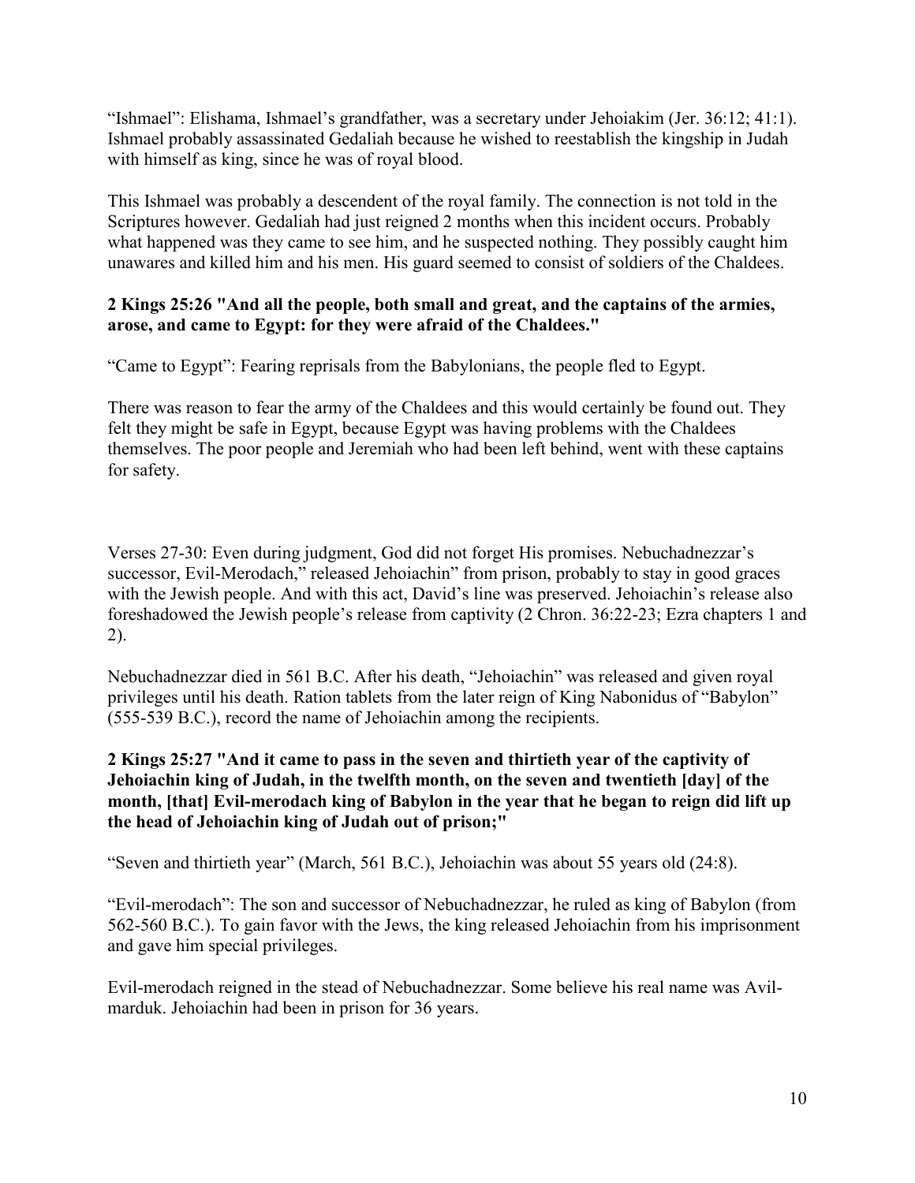“Ishmael”: Elishama, Ishmael’s grandfather, was a secretary under Jehoiakim (Jer. 36:12; 41:1). Ishmael probably assassinated Gedaliah because he wished to reestablish the kingship in Judah with himself as king, since he was of royal blood.

This Ishmael was probably a descendent of the royal family. The connection is not told in the Scriptures however. Gedaliah had just reigned 2 months when this incident occurs. Probably what happened was they came to see him, and he suspected nothing. They possibly caught him unawares and killed him and his men. His guard seemed to consist of soldiers of the Chaldees.

**2 Kings 25:26 "And all the people, both small and great, and the captains of the armies, arose, and came to Egypt: for they were afraid of the Chaldees."**

“Came to Egypt”: Fearing reprisals from the Babylonians, the people fled to Egypt.

There was reason to fear the army of the Chaldees and this would certainly be found out. They felt they might be safe in Egypt, because Egypt was having problems with the Chaldees themselves. The poor people and Jeremiah who had been left behind, went with these captains for safety.

Verses 27-30: Even during judgment, God did not forget His promises. Nebuchadnezzar’s successor, Evil-Merodach,” released Jehoiachin” from prison, probably to stay in good graces with the Jewish people. And with this act, David’s line was preserved. Jehoiachin’s release also foreshadowed the Jewish people’s release from captivity (2 Chron. 36:22-23; Ezra chapters 1 and 2).

Nebuchadnezzar died in 561 B.C. After his death, “Jehoiachin” was released and given royal privileges until his death. Ration tablets from the later reign of King Nabonidus of “Babylon” (555-539 B.C.), record the name of Jehoiachin among the recipients.

**2 Kings 25:27 "And it came to pass in the seven and thirtieth year of the captivity of Jehoiachin king of Judah, in the twelfth month, on the seven and twentieth [day] of the month, [that] Evil-merodach king of Babylon in the year that he began to reign did lift up the head of Jehoiachin king of Judah out of prison;"**

“Seven and thirtieth year” (March, 561 B.C.), Jehoiachin was about 55 years old (24:8).

“Evil-merodach”: The son and successor of Nebuchadnezzar, he ruled as king of Babylon (from 562-560 B.C.). To gain favor with the Jews, the king released Jehoiachin from his imprisonment and gave him special privileges.

Evil-merodach reigned in the stead of Nebuchadnezzar. Some believe his real name was Avil-marduk. Jehoiachin had been in prison for 36 years.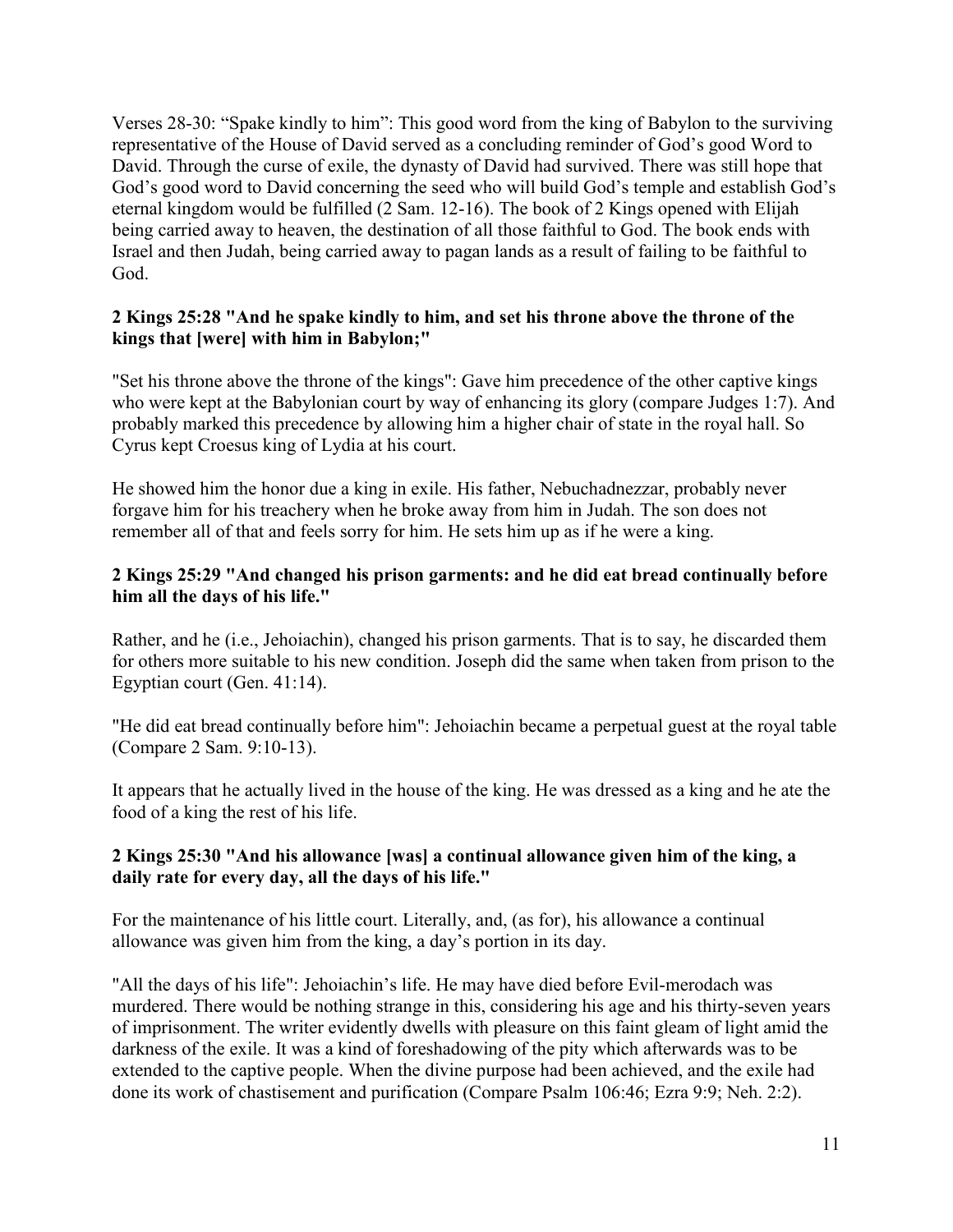Verses 28-30: “Spake kindly to him”: This good word from the king of Babylon to the surviving representative of the House of David served as a concluding reminder of God’s good Word to David. Through the curse of exile, the dynasty of David had survived. There was still hope that God’s good word to David concerning the seed who will build God’s temple and establish God’s eternal kingdom would be fulfilled (2 Sam. 12-16). The book of 2 Kings opened with Elijah being carried away to heaven, the destination of all those faithful to God. The book ends with Israel and then Judah, being carried away to pagan lands as a result of failing to be faithful to God.

**2 Kings 25:28 "And he spake kindly to him, and set his throne above the throne of the kings that [were] with him in Babylon;"**

"Set his throne above the throne of the kings": Gave him precedence of the other captive kings who were kept at the Babylonian court by way of enhancing its glory (compare Judges 1:7). And probably marked this precedence by allowing him a higher chair of state in the royal hall. So Cyrus kept Croesus king of Lydia at his court.

He showed him the honor due a king in exile. His father, Nebuchadnezzar, probably never forgave him for his treachery when he broke away from him in Judah. The son does not remember all of that and feels sorry for him. He sets him up as if he were a king.

**2 Kings 25:29 "And changed his prison garments: and he did eat bread continually before him all the days of his life."**

Rather, and he (i.e., Jehoiachin), changed his prison garments. That is to say, he discarded them for others more suitable to his new condition. Joseph did the same when taken from prison to the Egyptian court (Gen. 41:14).

"He did eat bread continually before him": Jehoiachin became a perpetual guest at the royal table (Compare 2 Sam. 9:10-13).

It appears that he actually lived in the house of the king. He was dressed as a king and he ate the food of a king the rest of his life.

**2 Kings 25:30 "And his allowance [was] a continual allowance given him of the king, a daily rate for every day, all the days of his life."**

For the maintenance of his little court. Literally, and, (as for), his allowance a continual allowance was given him from the king, a day’s portion in its day.

"All the days of his life": Jehoiachin’s life. He may have died before Evil-merodach was murdered. There would be nothing strange in this, considering his age and his thirty-seven years of imprisonment. The writer evidently dwells with pleasure on this faint gleam of light amid the darkness of the exile. It was a kind of foreshadowing of the pity which afterwards was to be extended to the captive people. When the divine purpose had been achieved, and the exile had done its work of chastisement and purification (Compare Psalm 106:46; Ezra 9:9; Neh. 2:2).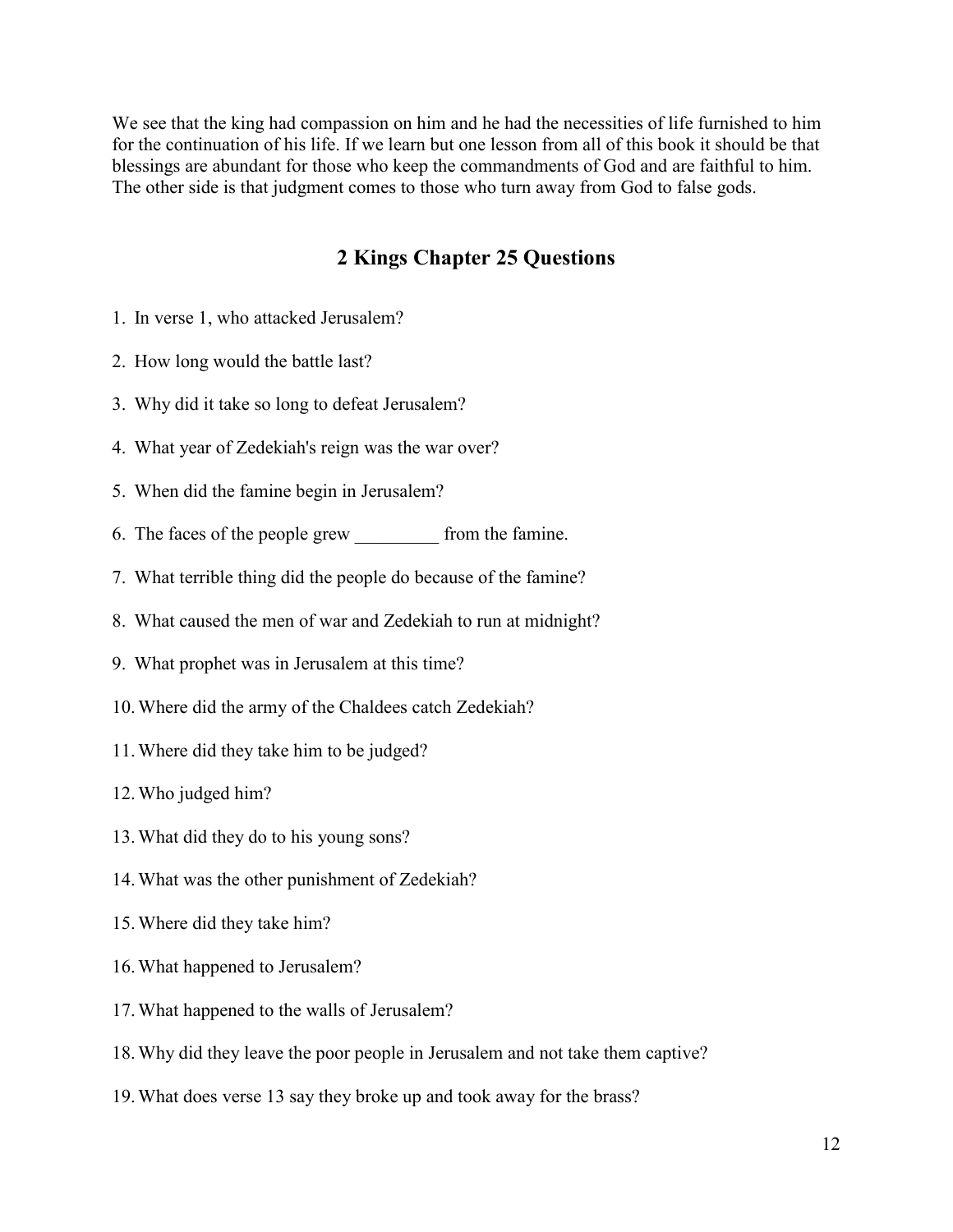We see that the king had compassion on him and he had the necessities of life furnished to him for the continuation of his life. If we learn but one lesson from all of this book it should be that blessings are abundant for those who keep the commandments of God and are faithful to him. The other side is that judgment comes to those who turn away from God to false gods.

## 2 Kings Chapter 25 Questions

1. In verse 1, who attacked Jerusalem?
2. How long would the battle last?
3. Why did it take so long to defeat Jerusalem?
4. What year of Zedekiah's reign was the war over?
5. When did the famine begin in Jerusalem?
6. The faces of the people grew _________ from the famine.
7. What terrible thing did the people do because of the famine?
8. What caused the men of war and Zedekiah to run at midnight?
9. What prophet was in Jerusalem at this time?
10. Where did the army of the Chaldees catch Zedekiah?
11. Where did they take him to be judged?
12. Who judged him?
13. What did they do to his young sons?
14. What was the other punishment of Zedekiah?
15. Where did they take him?
16. What happened to Jerusalem?
17. What happened to the walls of Jerusalem?
18. Why did they leave the poor people in Jerusalem and not take them captive?
19. What does verse 13 say they broke up and took away for the brass?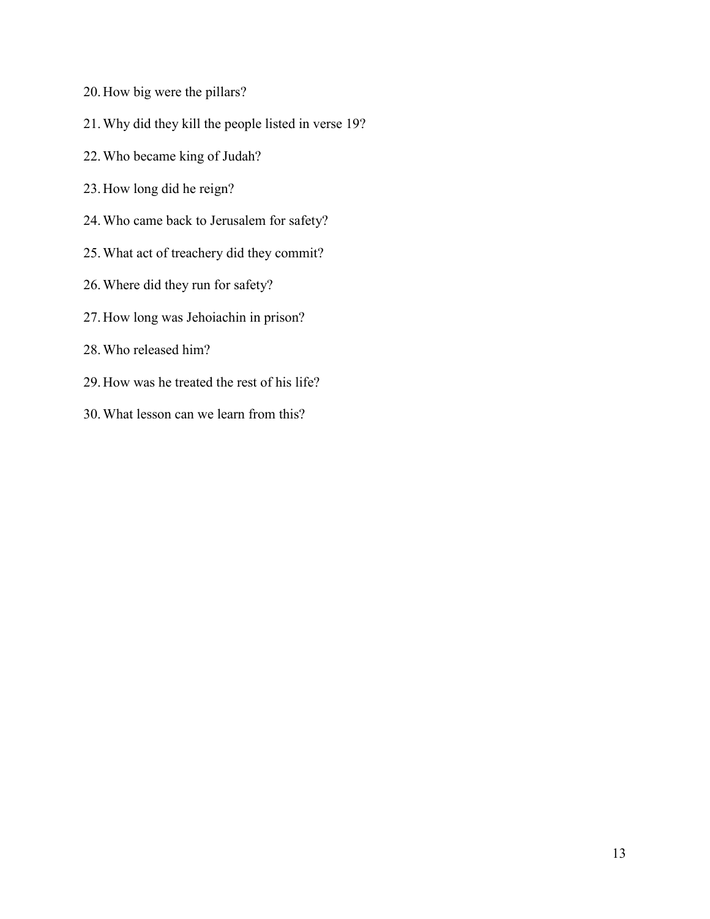20. How big were the pillars?
21. Why did they kill the people listed in verse 19?
22. Who became king of Judah?
23. How long did he reign?
24. Who came back to Jerusalem for safety?
25. What act of treachery did they commit?
26. Where did they run for safety?
27. How long was Jehoiachin in prison?
28. Who released him?
29. How was he treated the rest of his life?
30. What lesson can we learn from this?